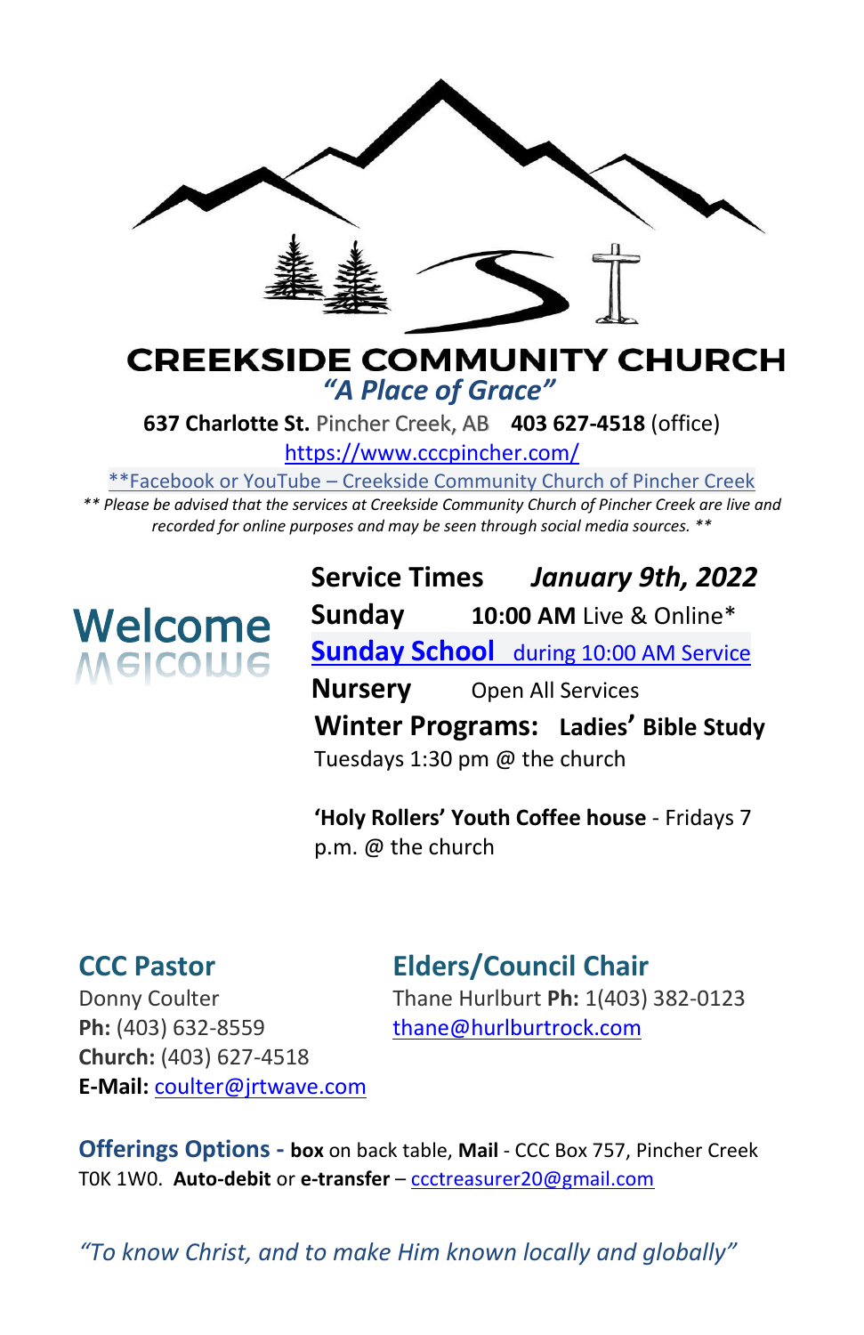# CREEKSIDE COMMUNITY CHURCH

*"A Place of Grace"*

**637 Charlotte St.** Pincher Creek, AB **403 627-4518** (office)

https://www.cccpincher.com/

**Facebook or YouTube – Creekside Community Church of Pincher Creek

*** Please be advised that the services at Creekside Community Church of Pincher Creek are live and recorded for online purposes and may be seen through social media sources. ***

## Welcome

**Service Times** ***January 9th, 2022***

**Sunday** **10:00 AM** Live & Online*

**Sunday School** during 10:00 AM Service

**Nursery** Open All Services

**Winter Programs: Ladies' Bible Study**
Tuesdays 1:30 pm @ the church

**'Holy Rollers' Youth Coffee house** - Fridays 7 p.m. @ the church

## CCC Pastor

Donny Coulter
**Ph:** (403) 632-8559
**Church:** (403) 627-4518
**E-Mail:** coulter@jrtwave.com

## Elders/Council Chair

Thane Hurlburt **Ph:** 1(403) 382-0123
thane@hurlburtrock.com

**Offerings Options -** **box** on back table, **Mail** - CCC Box 757, Pincher Creek T0K 1W0. **Auto-debit** or **e-transfer** – ccctreasurer20@gmail.com

*"To know Christ, and to make Him known locally and globally"*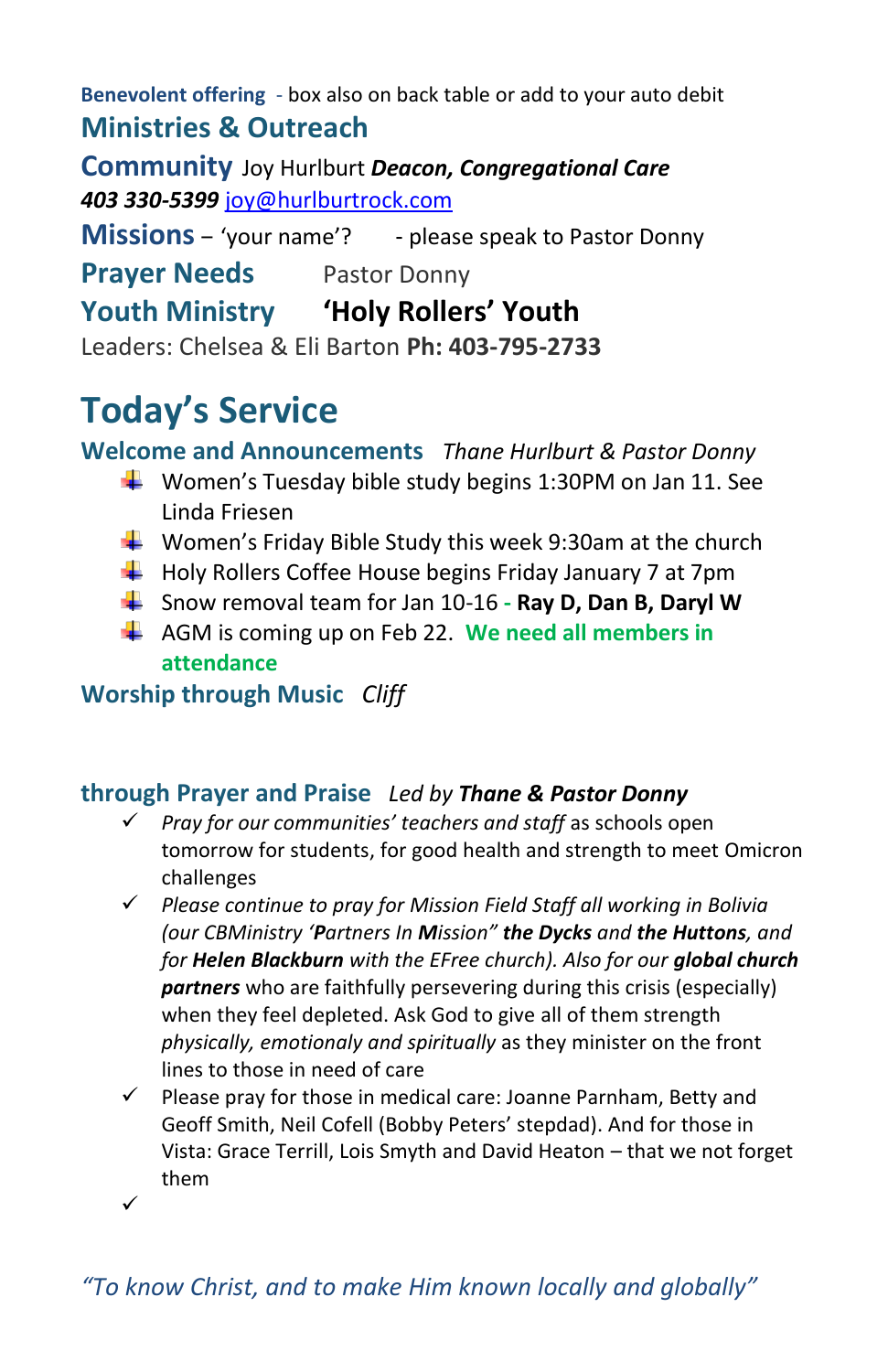**Benevolent offering** - box also on back table or add to your auto debit

## Ministries & Outreach

**Community** Joy Hurlburt ***Deacon, Congregational Care***
***403 330-5399*** joy@hurlburtrock.com

**Missions** – 'your name'? - please speak to Pastor Donny

**Prayer Needs** Pastor Donny

**Youth Ministry** **'Holy Rollers' Youth**

Leaders: Chelsea & Eli Barton **Ph: 403-795-2733**

# Today's Service

**Welcome and Announcements** *Thane Hurlburt & Pastor Donny*

- Women's Tuesday bible study begins 1:30PM on Jan 11. See Linda Friesen
- Women's Friday Bible Study this week 9:30am at the church
- Holy Rollers Coffee House begins Friday January 7 at 7pm
- Snow removal team for Jan 10-16 **- Ray D, Dan B, Daryl W**
- AGM is coming up on Feb 22. **We need all members in attendance**

**Worship through Music** *Cliff*

**through Prayer and Praise** *Led by **Thane & Pastor Donny***

- ✓ *Pray for our communities' teachers and staff* as schools open tomorrow for students, for good health and strength to meet Omicron challenges
- ✓ *Please continue to pray for Mission Field Staff all working in Bolivia (our CBMinistry '**P**artners In **M**ission" **the Dycks** and **the Huttons**, and for **Helen Blackburn** with the EFree church). Also for our **global church partners*** who are faithfully persevering during this crisis (especially) when they feel depleted. Ask God to give all of them strength *physically, emotionaly and spiritually* as they minister on the front lines to those in need of care
- ✓ Please pray for those in medical care: Joanne Parnham, Betty and Geoff Smith, Neil Cofell (Bobby Peters' stepdad). And for those in Vista: Grace Terrill, Lois Smyth and David Heaton – that we not forget them
- ✓

*"To know Christ, and to make Him known locally and globally"*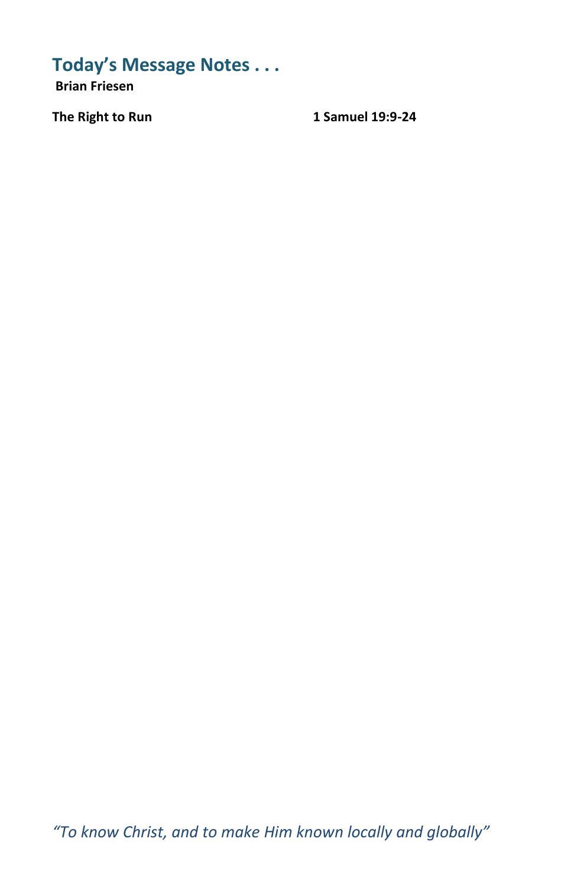## Today's Message Notes . . .

**Brian Friesen**

**The Right to Run** **1 Samuel 19:9-24**

*"To know Christ, and to make Him known locally and globally"*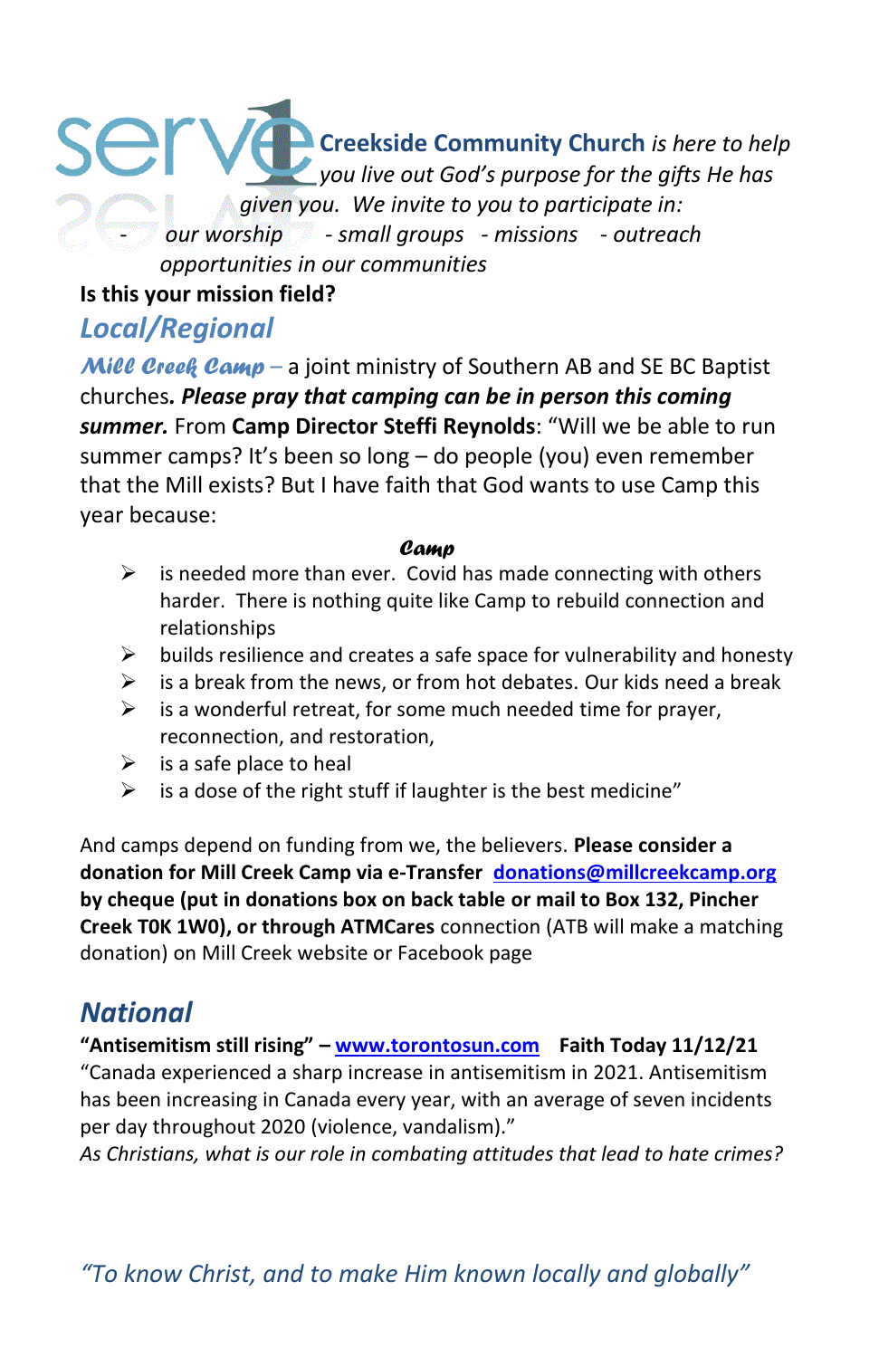**Creekside Community Church** *is here to help you live out God's purpose for the gifts He has given you. We invite to you to participate in:*

*- our worship - small groups - missions - outreach opportunities in our communities*

**Is this your mission field?**

## *Local/Regional*

***Mill Creek Camp*** – a joint ministry of Southern AB and SE BC Baptist churches***. Please pray that camping can be in person this coming summer.*** From **Camp Director Steffi Reynolds**: "Will we be able to run summer camps? It's been so long – do people (you) even remember that the Mill exists? But I have faith that God wants to use Camp this year because:

***Camp***

- is needed more than ever. Covid has made connecting with others harder. There is nothing quite like Camp to rebuild connection and relationships
- builds resilience and creates a safe space for vulnerability and honesty
- is a break from the news, or from hot debates. Our kids need a break
- is a wonderful retreat, for some much needed time for prayer, reconnection, and restoration,
- is a safe place to heal
- is a dose of the right stuff if laughter is the best medicine"

And camps depend on funding from we, the believers. **Please consider a donation for Mill Creek Camp via e-Transfer donations@millcreekcamp.org by cheque (put in donations box on back table or mail to Box 132, Pincher Creek T0K 1W0), or through ATMCares** connection (ATB will make a matching donation) on Mill Creek website or Facebook page

## *National*

**"Antisemitism still rising" – www.torontosun.com Faith Today 11/12/21**

"Canada experienced a sharp increase in antisemitism in 2021. Antisemitism has been increasing in Canada every year, with an average of seven incidents per day throughout 2020 (violence, vandalism)."

*As Christians, what is our role in combating attitudes that lead to hate crimes?*

*"To know Christ, and to make Him known locally and globally"*